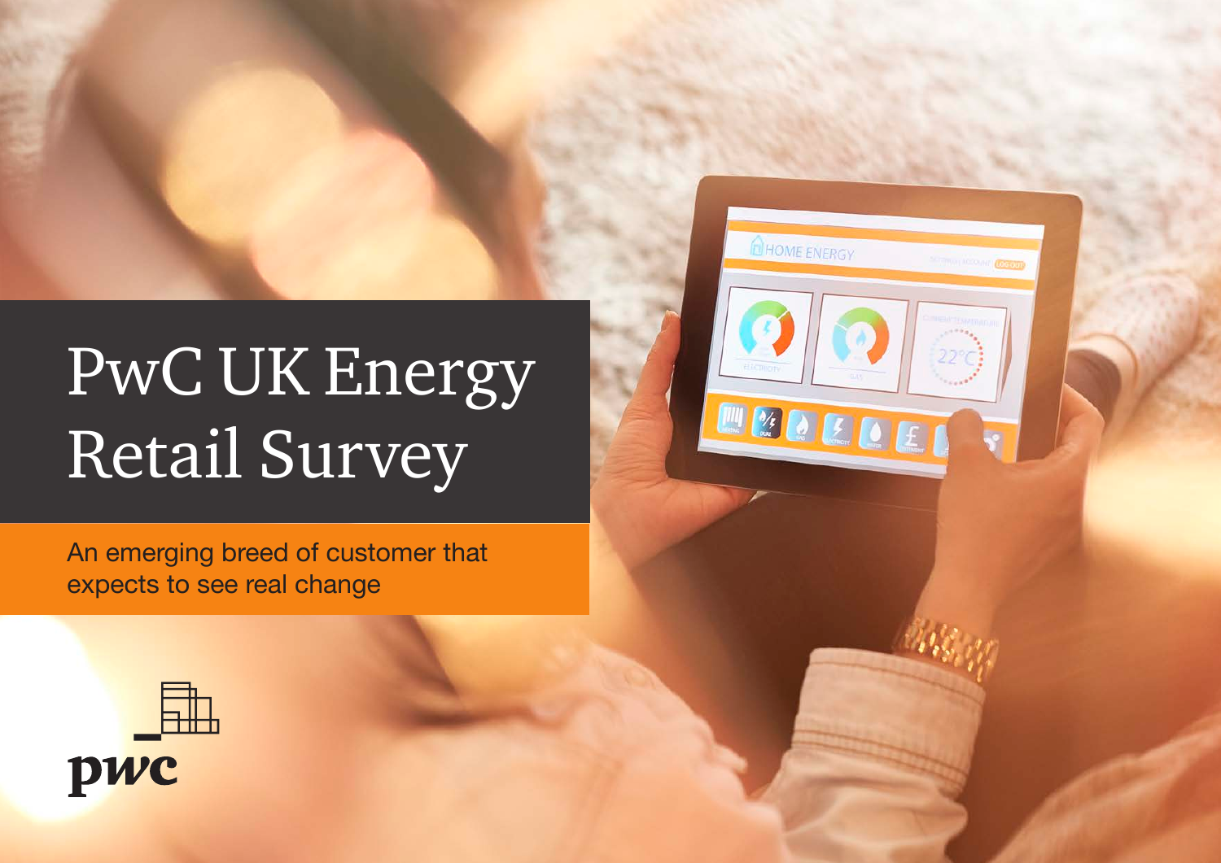# PwC UK Energy Retail Survey

An emerging breed of customer that expects to see real change

pwc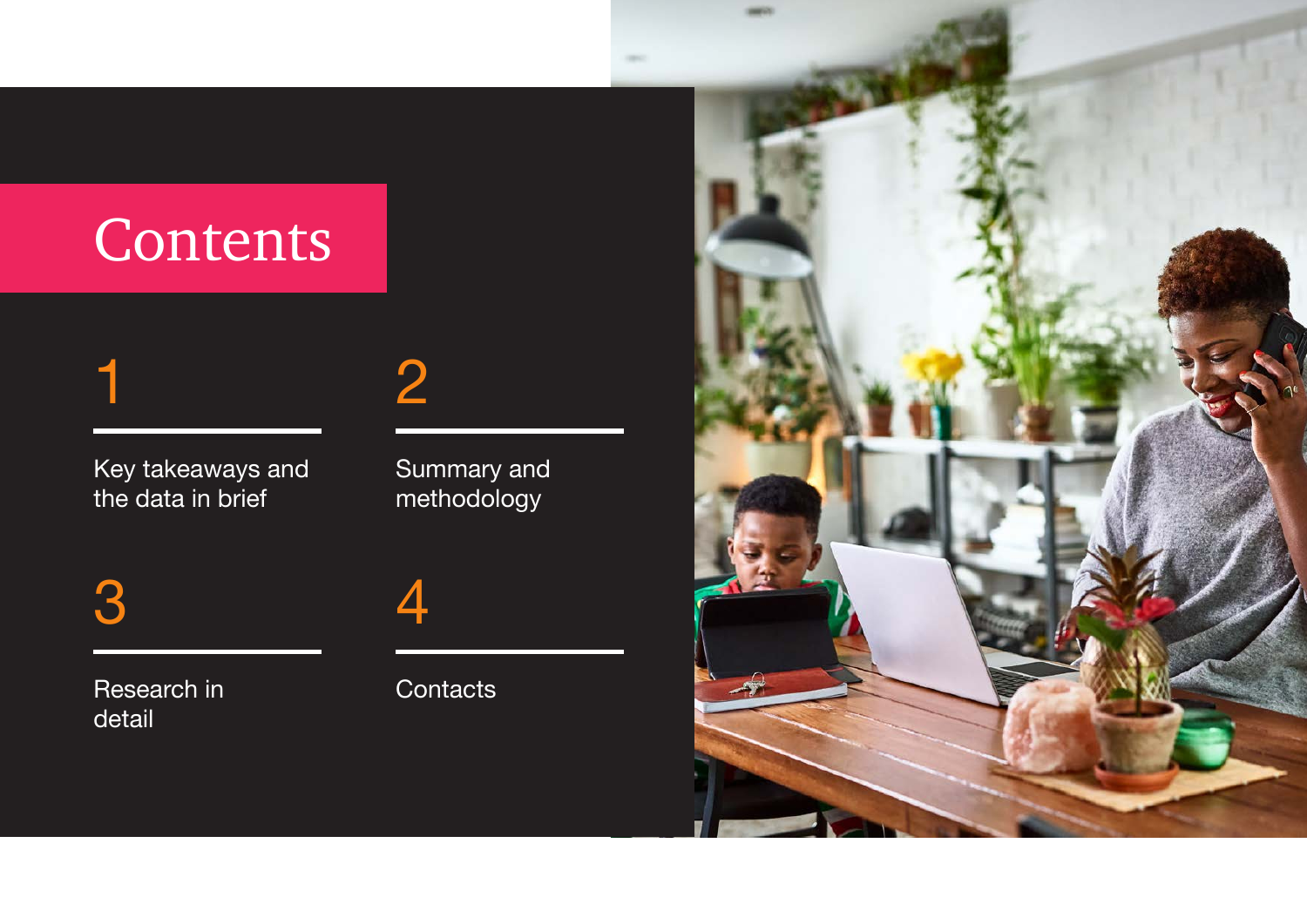# Contents

1. Key takeaways and the data in brief
2. Summary and methodology
3. Research in detail
4. Contacts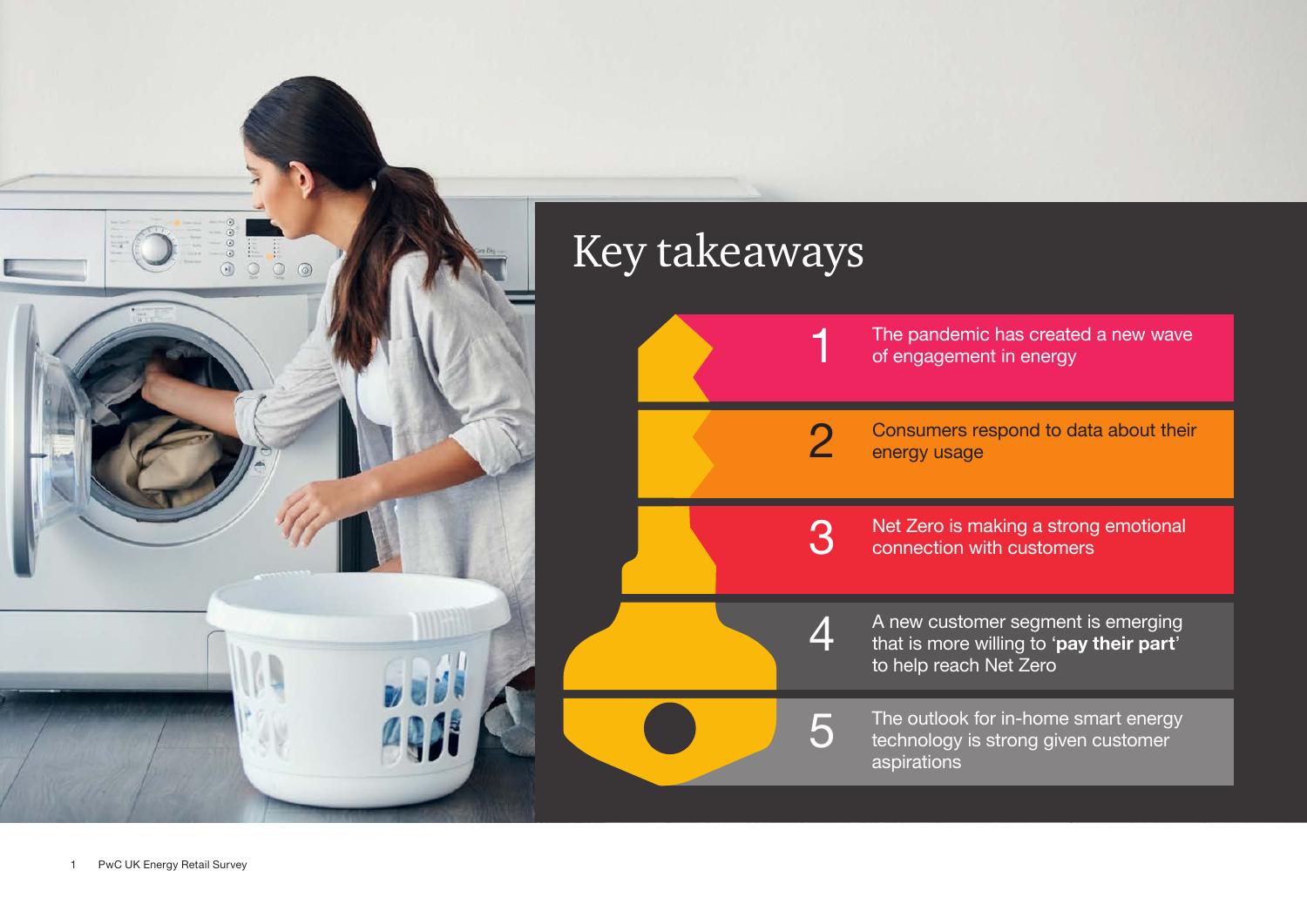# Key takeaways

1. The pandemic has created a new wave of engagement in energy
2. Consumers respond to data about their energy usage
3. Net Zero is making a strong emotional connection with customers
4. A new customer segment is emerging that is more willing to '**pay their part**' to help reach Net Zero
5. The outlook for in-home smart energy technology is strong given customer aspirations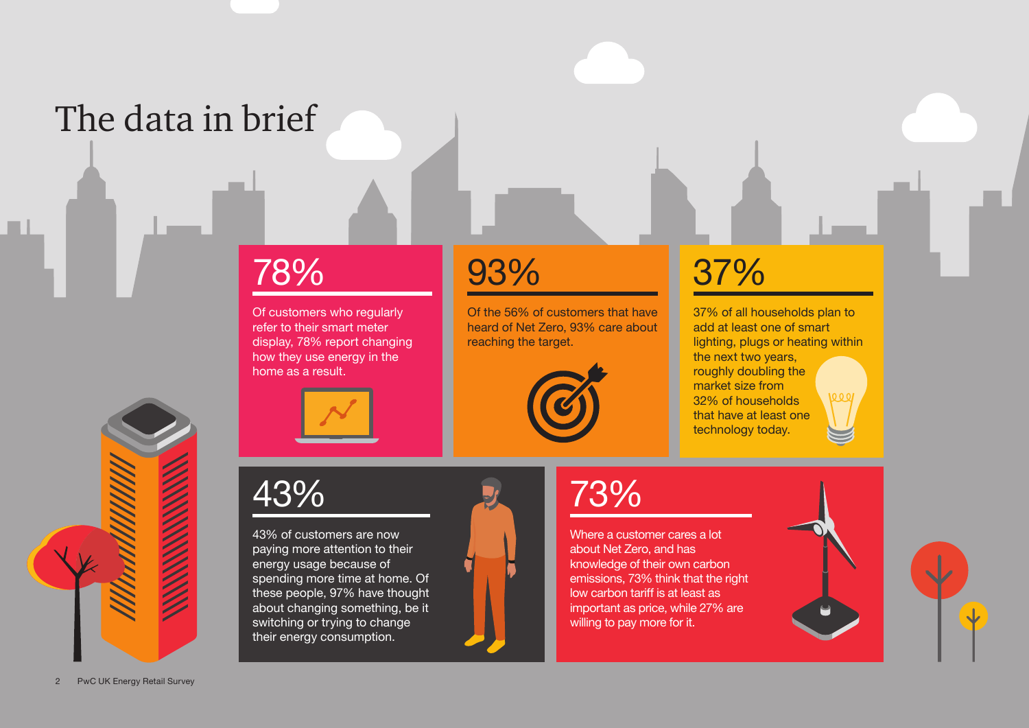# The data in brief

## 78%

Of customers who regularly refer to their smart meter display, 78% report changing how they use energy in the home as a result.

## 93%

Of the 56% of customers that have heard of Net Zero, 93% care about reaching the target.

## 37%

37% of all households plan to add at least one of smart lighting, plugs or heating within the next two years, roughly doubling the market size from 32% of households that have at least one technology today.

## 43%

43% of customers are now paying more attention to their energy usage because of spending more time at home. Of these people, 97% have thought about changing something, be it switching or trying to change their energy consumption.

## 73%

Where a customer cares a lot about Net Zero, and has knowledge of their own carbon emissions, 73% think that the right low carbon tariff is at least as important as price, while 27% are willing to pay more for it.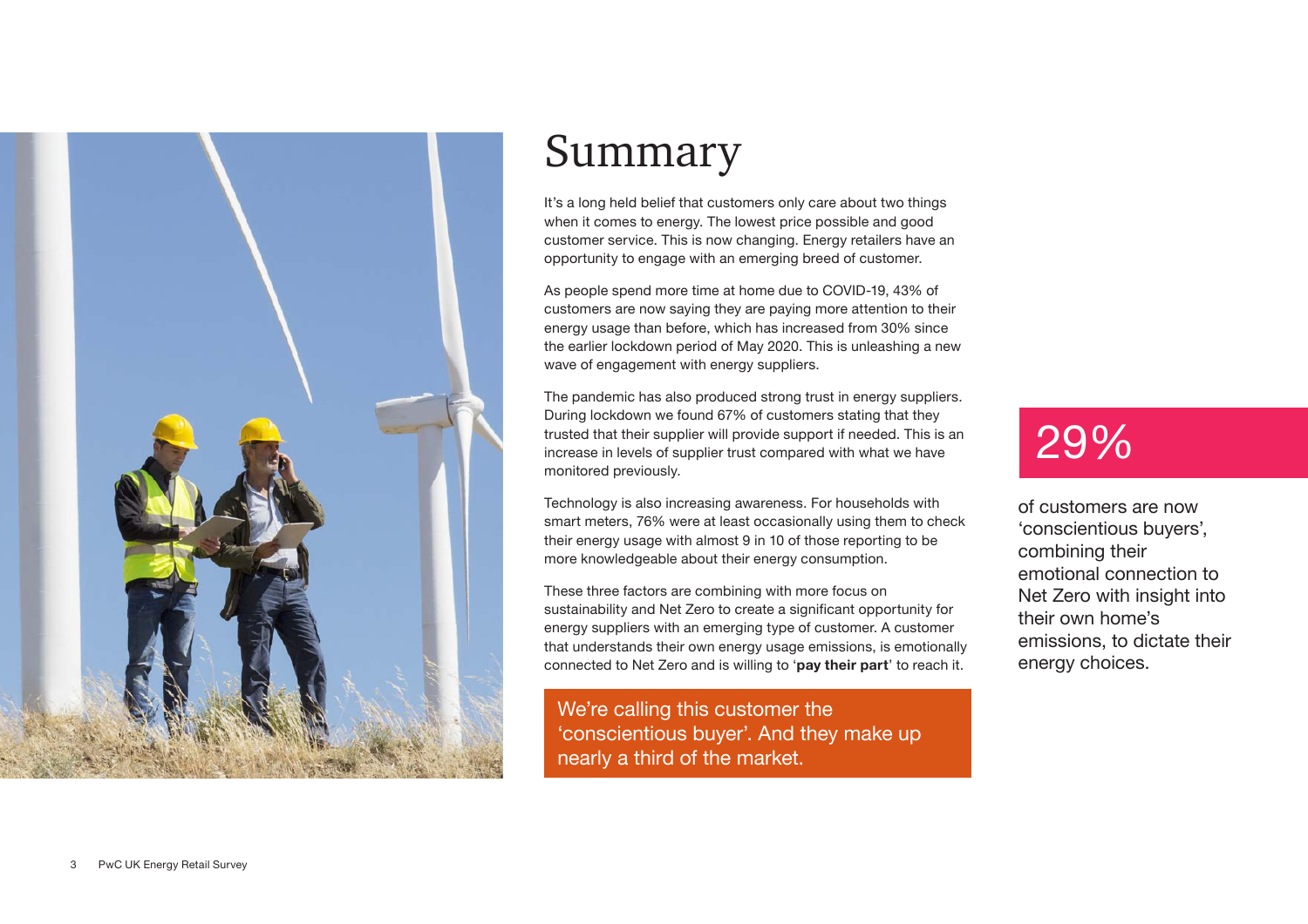# Summary

It's a long held belief that customers only care about two things when it comes to energy. The lowest price possible and good customer service. This is now changing. Energy retailers have an opportunity to engage with an emerging breed of customer.

As people spend more time at home due to COVID-19, 43% of customers are now saying they are paying more attention to their energy usage than before, which has increased from 30% since the earlier lockdown period of May 2020. This is unleashing a new wave of engagement with energy suppliers.

The pandemic has also produced strong trust in energy suppliers. During lockdown we found 67% of customers stating that they trusted that their supplier will provide support if needed. This is an increase in levels of supplier trust compared with what we have monitored previously.

Technology is also increasing awareness. For households with smart meters, 76% were at least occasionally using them to check their energy usage with almost 9 in 10 of those reporting to be more knowledgeable about their energy consumption.

These three factors are combining with more focus on sustainability and Net Zero to create a significant opportunity for energy suppliers with an emerging type of customer. A customer that understands their own energy usage emissions, is emotionally connected to Net Zero and is willing to '**pay their part**' to reach it.

We're calling this customer the 'conscientious buyer'. And they make up nearly a third of the market.

29%

of customers are now 'conscientious buyers', combining their emotional connection to Net Zero with insight into their own home's emissions, to dictate their energy choices.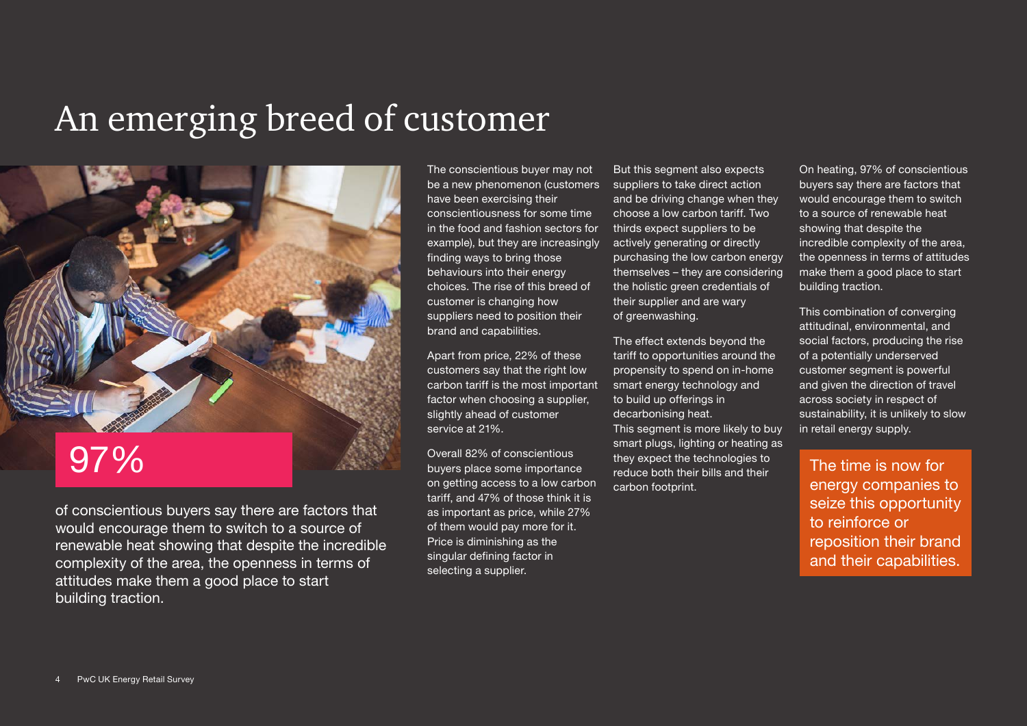# An emerging breed of customer

**97%**

of conscientious buyers say there are factors that would encourage them to switch to a source of renewable heat showing that despite the incredible complexity of the area, the openness in terms of attitudes make them a good place to start building traction.

The conscientious buyer may not be a new phenomenon (customers have been exercising their conscientiousness for some time in the food and fashion sectors for example), but they are increasingly finding ways to bring those behaviours into their energy choices. The rise of this breed of customer is changing how suppliers need to position their brand and capabilities.

Apart from price, 22% of these customers say that the right low carbon tariff is the most important factor when choosing a supplier, slightly ahead of customer service at 21%.

Overall 82% of conscientious buyers place some importance on getting access to a low carbon tariff, and 47% of those think it is as important as price, while 27% of them would pay more for it. Price is diminishing as the singular defining factor in selecting a supplier.

But this segment also expects suppliers to take direct action and be driving change when they choose a low carbon tariff. Two thirds expect suppliers to be actively generating or directly purchasing the low carbon energy themselves – they are considering the holistic green credentials of their supplier and are wary of greenwashing.

The effect extends beyond the tariff to opportunities around the propensity to spend on in-home smart energy technology and to build up offerings in decarbonising heat. This segment is more likely to buy smart plugs, lighting or heating as they expect the technologies to reduce both their bills and their carbon footprint.

On heating, 97% of conscientious buyers say there are factors that would encourage them to switch to a source of renewable heat showing that despite the incredible complexity of the area, the openness in terms of attitudes make them a good place to start building traction.

This combination of converging attitudinal, environmental, and social factors, producing the rise of a potentially underserved customer segment is powerful and given the direction of travel across society in respect of sustainability, it is unlikely to slow in retail energy supply.

**The time is now for energy companies to seize this opportunity to reinforce or reposition their brand and their capabilities.**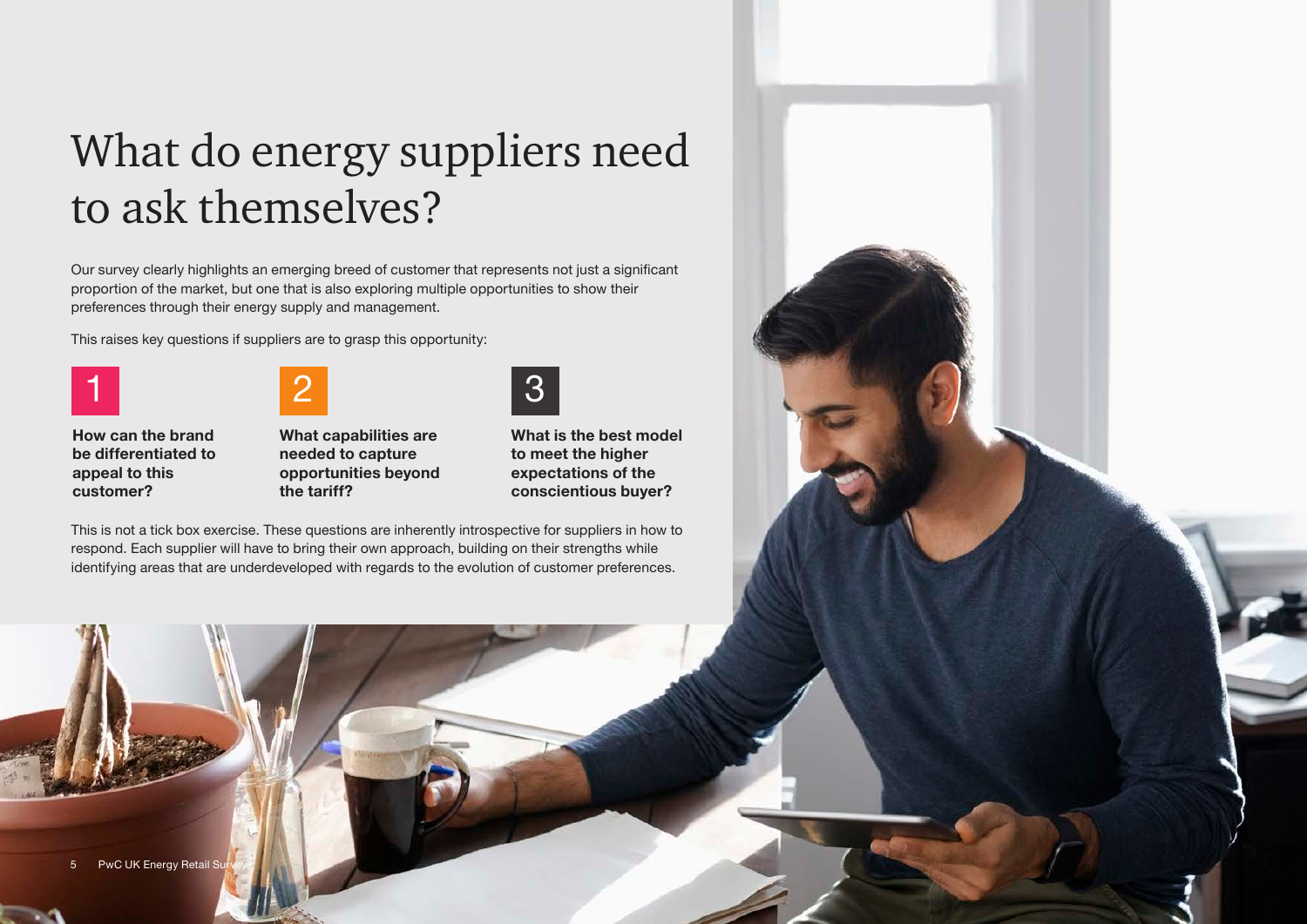# What do energy suppliers need to ask themselves?

Our survey clearly highlights an emerging breed of customer that represents not just a significant proportion of the market, but one that is also exploring multiple opportunities to show their preferences through their energy supply and management.

This raises key questions if suppliers are to grasp this opportunity:

1. **How can the brand be differentiated to appeal to this customer?**
2. **What capabilities are needed to capture opportunities beyond the tariff?**
3. **What is the best model to meet the higher expectations of the conscientious buyer?**

This is not a tick box exercise. These questions are inherently introspective for suppliers in how to respond. Each supplier will have to bring their own approach, building on their strengths while identifying areas that are underdeveloped with regards to the evolution of customer preferences.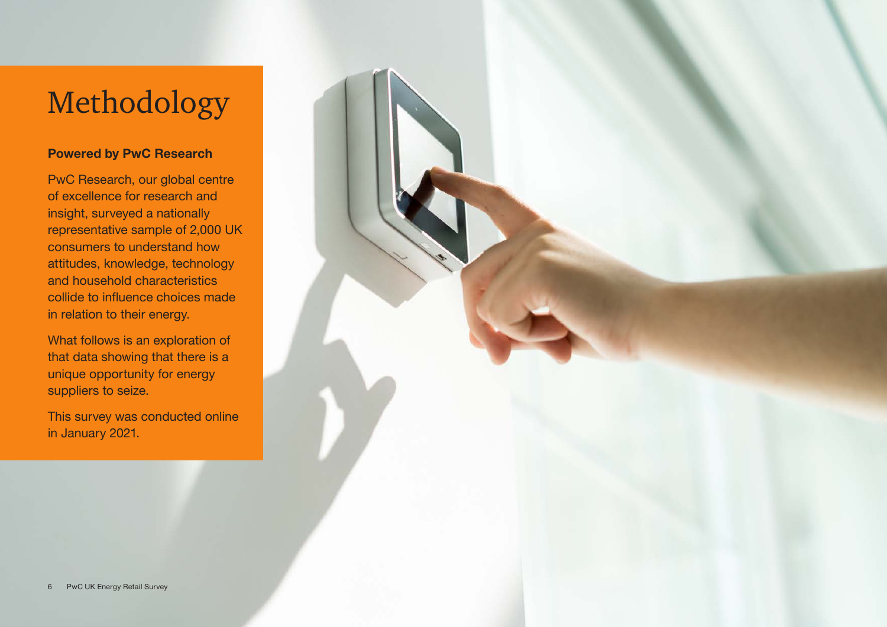# Methodology

**Powered by PwC Research**

PwC Research, our global centre of excellence for research and insight, surveyed a nationally representative sample of 2,000 UK consumers to understand how attitudes, knowledge, technology and household characteristics collide to influence choices made in relation to their energy.

What follows is an exploration of that data showing that there is a unique opportunity for energy suppliers to seize.

This survey was conducted online in January 2021.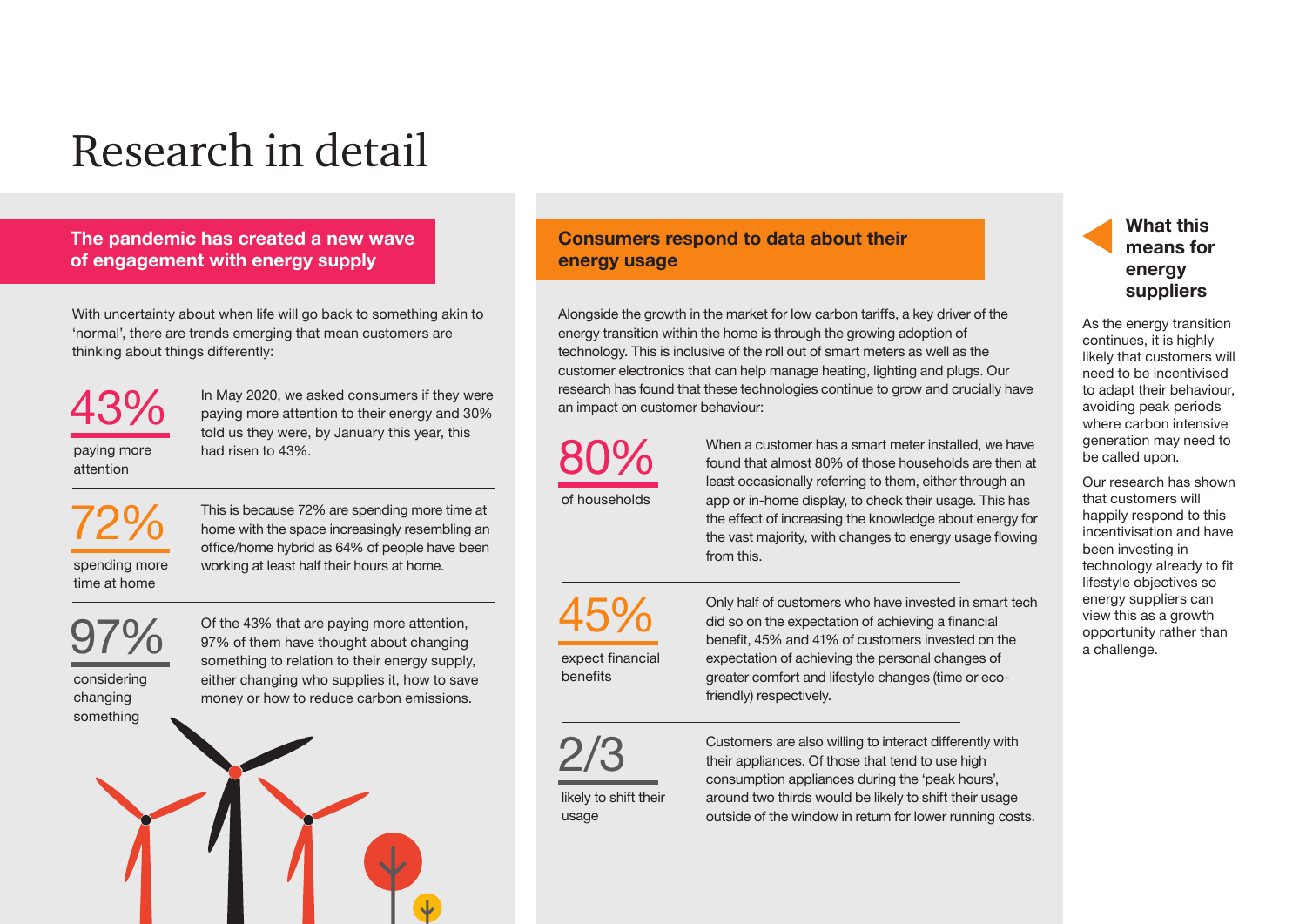# Research in detail

## The pandemic has created a new wave of engagement with energy supply

With uncertainty about when life will go back to something akin to 'normal', there are trends emerging that mean customers are thinking about things differently:

**43%** paying more attention

In May 2020, we asked consumers if they were paying more attention to their energy and 30% told us they were, by January this year, this had risen to 43%.

**72%** spending more time at home

This is because 72% are spending more time at home with the space increasingly resembling an office/home hybrid as 64% of people have been working at least half their hours at home.

**97%** considering changing something

Of the 43% that are paying more attention, 97% of them have thought about changing something to relation to their energy supply, either changing who supplies it, how to save money or how to reduce carbon emissions.

## Consumers respond to data about their energy usage

Alongside the growth in the market for low carbon tariffs, a key driver of the energy transition within the home is through the growing adoption of technology. This is inclusive of the roll out of smart meters as well as the customer electronics that can help manage heating, lighting and plugs. Our research has found that these technologies continue to grow and crucially have an impact on customer behaviour:

**80%** of households

When a customer has a smart meter installed, we have found that almost 80% of those households are then at least occasionally referring to them, either through an app or in-home display, to check their usage. This has the effect of increasing the knowledge about energy for the vast majority, with changes to energy usage flowing from this.

**45%** expect financial benefits

Only half of customers who have invested in smart tech did so on the expectation of achieving a financial benefit, 45% and 41% of customers invested on the expectation of achieving the personal changes of greater comfort and lifestyle changes (time or eco-friendly) respectively.

**2/3** likely to shift their usage

Customers are also willing to interact differently with their appliances. Of those that tend to use high consumption appliances during the 'peak hours', around two thirds would be likely to shift their usage outside of the window in return for lower running costs.

## What this means for energy suppliers

As the energy transition continues, it is highly likely that customers will need to be incentivised to adapt their behaviour, avoiding peak periods where carbon intensive generation may need to be called upon.

Our research has shown that customers will happily respond to this incentivisation and have been investing in technology already to fit lifestyle objectives so energy suppliers can view this as a growth opportunity rather than a challenge.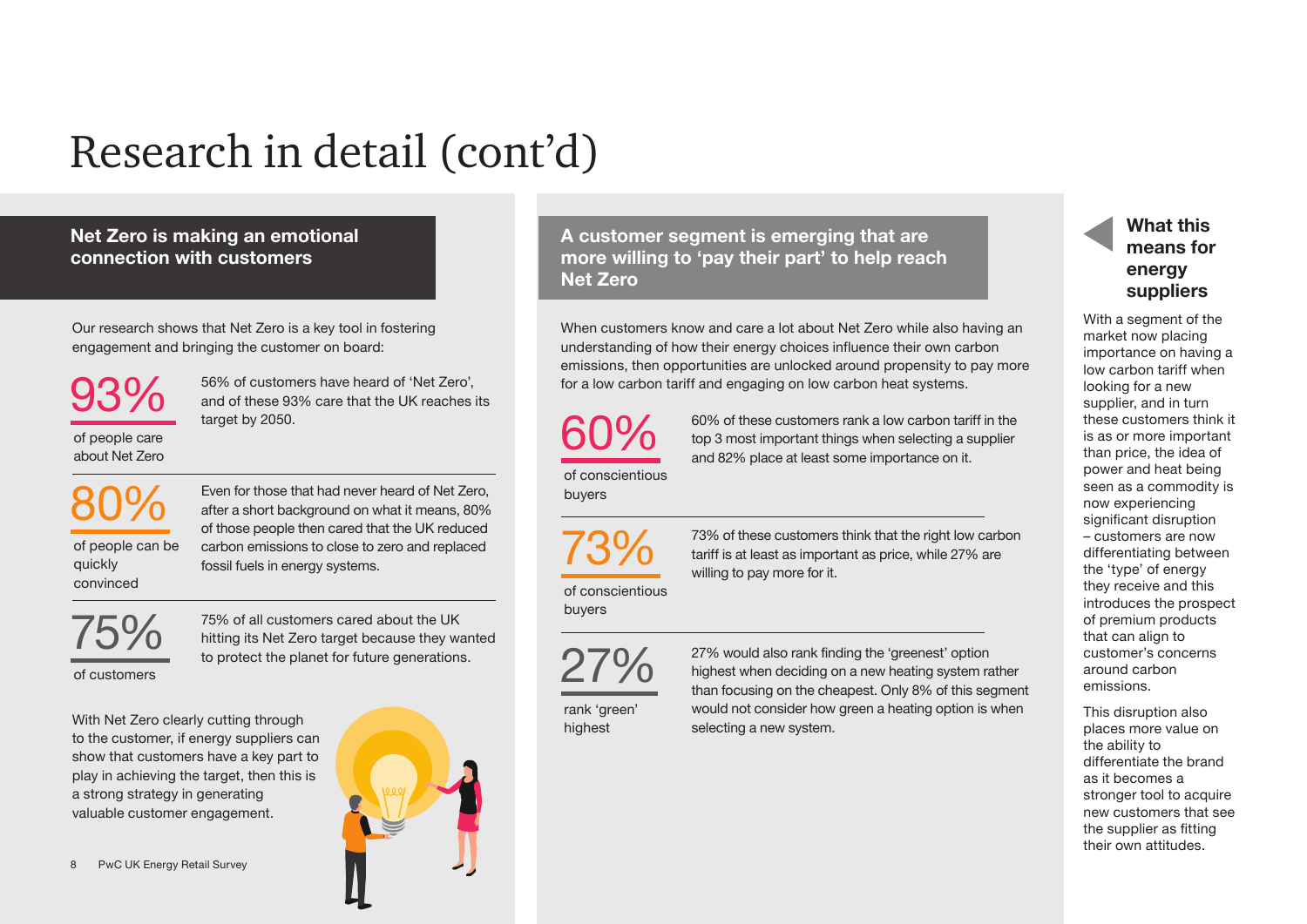# Research in detail (cont'd)

## Net Zero is making an emotional connection with customers

Our research shows that Net Zero is a key tool in fostering engagement and bringing the customer on board:

**93%** of people care about Net Zero

56% of customers have heard of 'Net Zero', and of these 93% care that the UK reaches its target by 2050.

**80%** of people can be quickly convinced

Even for those that had never heard of Net Zero, after a short background on what it means, 80% of those people then cared that the UK reduced carbon emissions to close to zero and replaced fossil fuels in energy systems.

**75%** of customers

75% of all customers cared about the UK hitting its Net Zero target because they wanted to protect the planet for future generations.

With Net Zero clearly cutting through to the customer, if energy suppliers can show that customers have a key part to play in achieving the target, then this is a strong strategy in generating valuable customer engagement.

## A customer segment is emerging that are more willing to 'pay their part' to help reach Net Zero

When customers know and care a lot about Net Zero while also having an understanding of how their energy choices influence their own carbon emissions, then opportunities are unlocked around propensity to pay more for a low carbon tariff and engaging on low carbon heat systems.

**60%** of conscientious buyers

60% of these customers rank a low carbon tariff in the top 3 most important things when selecting a supplier and 82% place at least some importance on it.

**73%** of conscientious buyers

73% of these customers think that the right low carbon tariff is at least as important as price, while 27% are willing to pay more for it.

**27%** rank 'green' highest

27% would also rank finding the 'greenest' option highest when deciding on a new heating system rather than focusing on the cheapest. Only 8% of this segment would not consider how green a heating option is when selecting a new system.

## What this means for energy suppliers

With a segment of the market now placing importance on having a low carbon tariff when looking for a new supplier, and in turn these customers think it is as or more important than price, the idea of power and heat being seen as a commodity is now experiencing significant disruption – customers are now differentiating between the 'type' of energy they receive and this introduces the prospect of premium products that can align to customer's concerns around carbon emissions.

This disruption also places more value on the ability to differentiate the brand as it becomes a stronger tool to acquire new customers that see the supplier as fitting their own attitudes.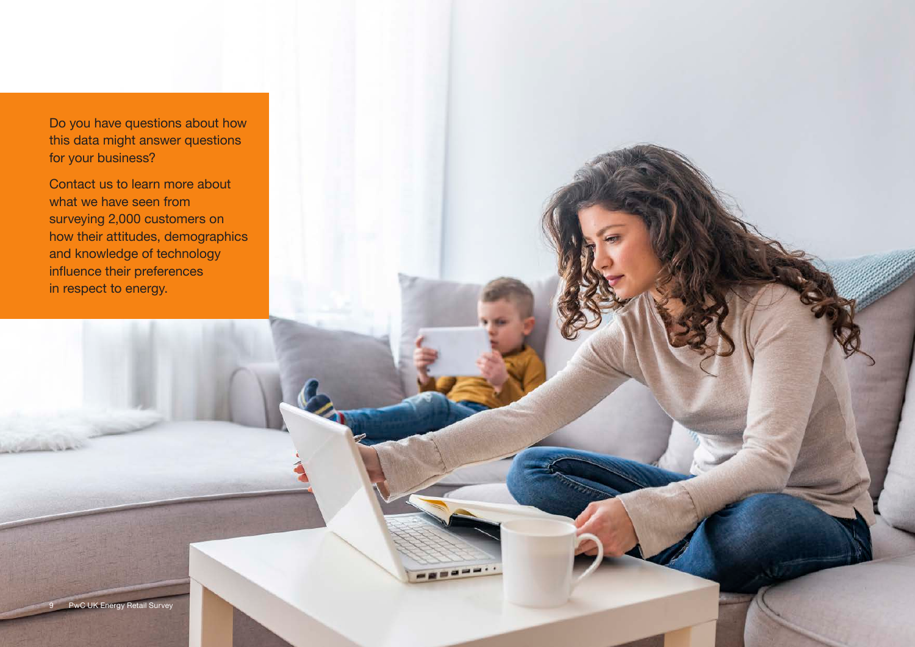Do you have questions about how this data might answer questions for your business?

Contact us to learn more about what we have seen from surveying 2,000 customers on how their attitudes, demographics and knowledge of technology influence their preferences in respect to energy.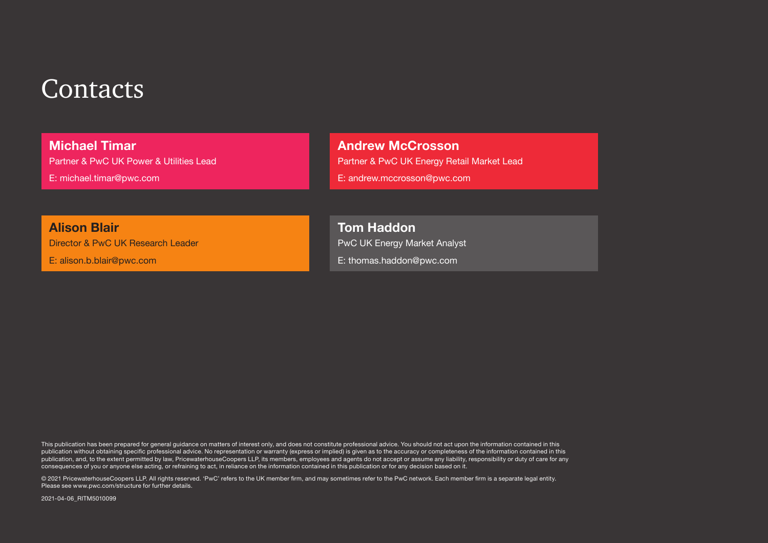# Contacts

**Michael Timar**
Partner & PwC UK Power & Utilities Lead
E: michael.timar@pwc.com

**Andrew McCrosson**
Partner & PwC UK Energy Retail Market Lead
E: andrew.mccrosson@pwc.com

**Alison Blair**
Director & PwC UK Research Leader
E: alison.b.blair@pwc.com

**Tom Haddon**
PwC UK Energy Market Analyst
E: thomas.haddon@pwc.com

This publication has been prepared for general guidance on matters of interest only, and does not constitute professional advice. You should not act upon the information contained in this publication without obtaining specific professional advice. No representation or warranty (express or implied) is given as to the accuracy or completeness of the information contained in this publication, and, to the extent permitted by law, PricewaterhouseCoopers LLP, its members, employees and agents do not accept or assume any liability, responsibility or duty of care for any consequences of you or anyone else acting, or refraining to act, in reliance on the information contained in this publication or for any decision based on it.

© 2021 PricewaterhouseCoopers LLP. All rights reserved. 'PwC' refers to the UK member firm, and may sometimes refer to the PwC network. Each member firm is a separate legal entity. Please see www.pwc.com/structure for further details.

2021-04-06_RITM5010099